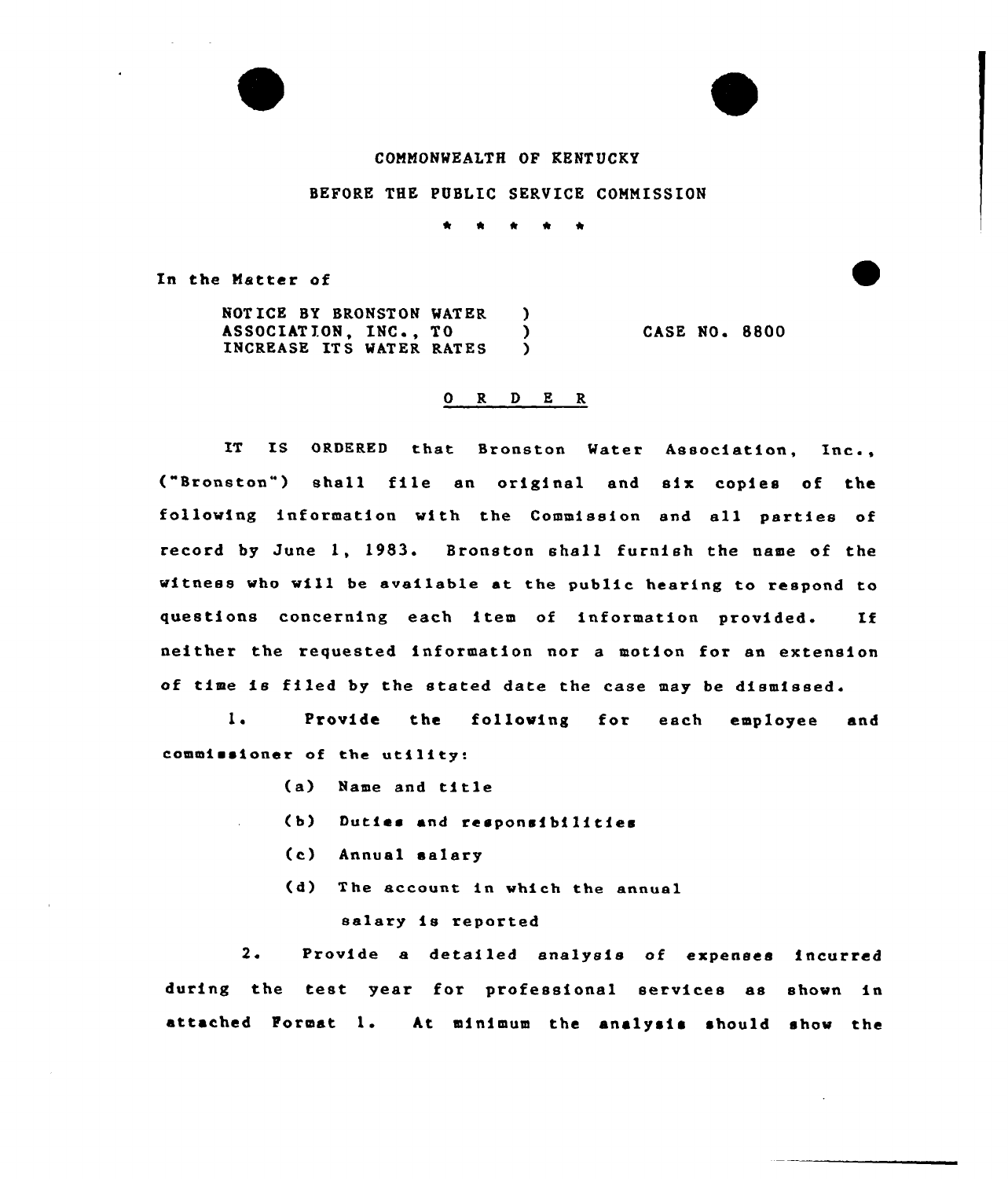COMMONWEALTH OF KENTUCKY

BEFORE THE PUBLIC SERVICE COMMISSION

\* \* \* \* \*

In the Matter of

NOTICE BY BRONSTON WATER ASSOCIATION, INC., TO INCREASE ITS WATER RATES ) CASE NO. 8800

## O R D E R

IT IS ORDERED that Bronston Water Association, Inc., ("Bronston") shall file an original and six copies of the following information with the Commission and all parties of record by June 1, 1983. Bronston shall furnish the name of the witness who will be available at the public hearing to respond to questions concerning each item of information provided. If neither the requested information nor a motion for an extension of time is filed by the stated date the case may be dismissed.

1. Provide the following for each employee and commissioner of the utility:

   (a) Name and title

   (b) Duties and responsibilities

   (c) Annual salary

   (d) The account in which the annual salary is reported

2. Provide a detailed analysis of expenses incurred during the test year for professional services as shown in attached Format 1. At minimum the analysis should show the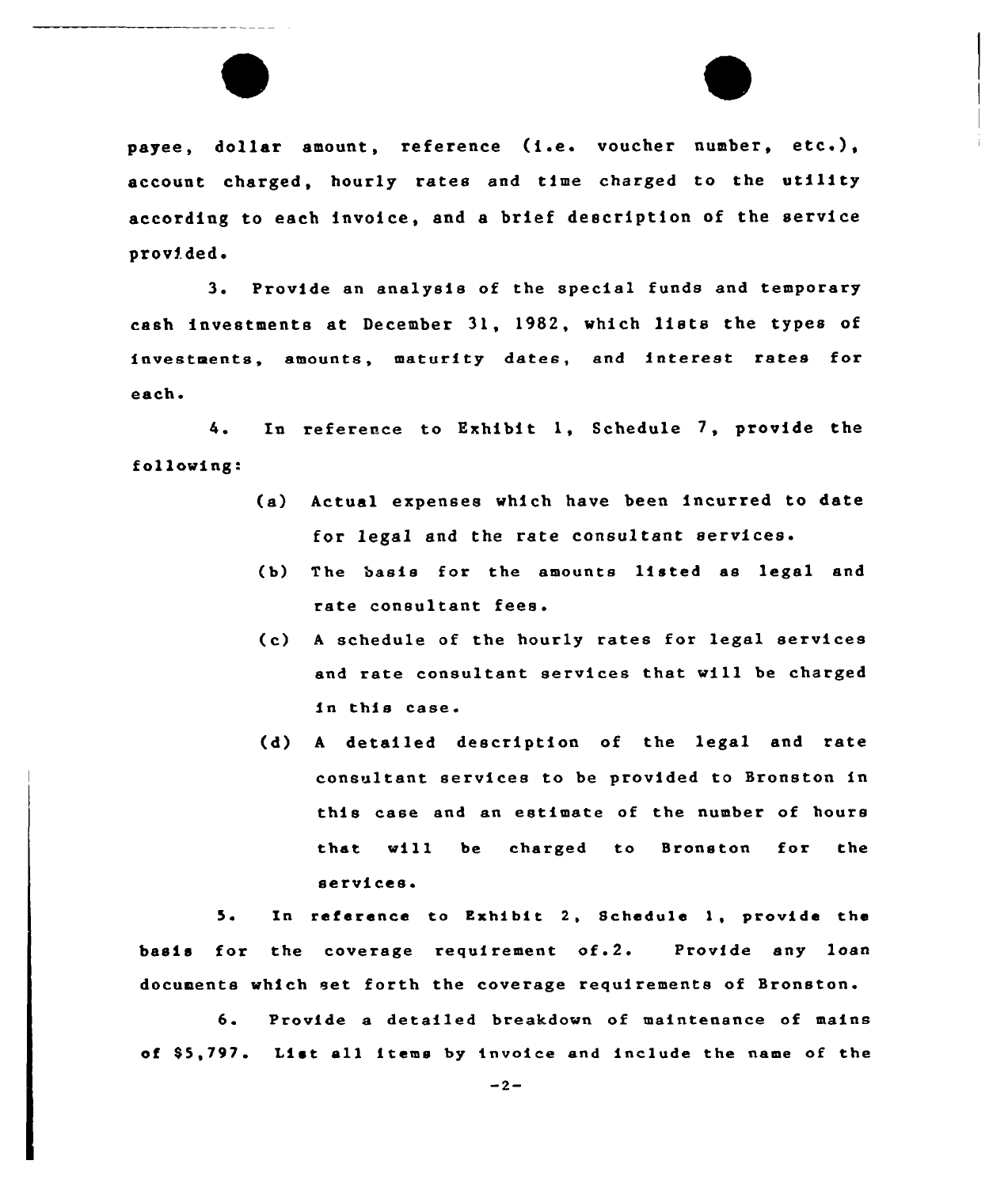payee, dollar amount, reference (i.e. voucher number, etc.), account charged, hourly rates and time charged to the utility according to each invoice, and a brief description of the service provided.

3. Provide an analysis of the special funds and temporary cash investments at December 31, 1982, which lists the types of investments, amounts, maturity dates, and interest rates for each.

4. In reference to Exhibit 1, Schedule 7, provide the following:

(a) Actual expenses which have been incurred to date for legal and the rate consultant services.

(b) The basis for the amounts listed as legal and rate consultant fees.

(c) A schedule of the hourly rates for legal services and rate consultant services that will be charged in this case.

(d) A detailed description of the legal and rate consultant services to be provided to Bronston in this case and an estimate of the number of hours that will be charged to Bronston for the services.

5. In reference to Exhibit 2, Schedule 1, provide the basis for the coverage requirement of.2. Provide any loan documents which set forth the coverage requirements of Bronston.

6. Provide a detailed breakdown of maintenance of mains of $5,797. List all items by invoice and include the name of the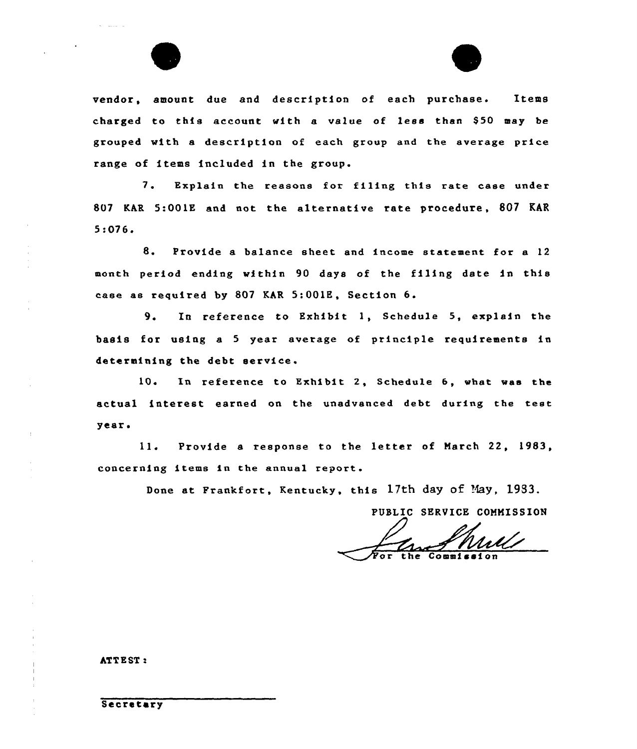vendor, amount due and description of each purchase. Items charged to this account with a value of less than $50 may be grouped with a description of each group and the average price range of items included in the group.

7. Explain the reasons for filing this rate case under 807 KAR 5:001E and not the alternative rate procedure, 807 KAR 5:076.

8. Provide a balance sheet and income statement for a 12 month period ending within 90 days of the filing date in this case as required by 807 KAR 5:001E, Section 6.

9. In reference to Exhibit 1, Schedule 5, explain the basis for using a 5 year average of principle requirements in determining the debt service.

10. In reference to Exhibit 2, Schedule 6, what was the actual interest earned on the unadvanced debt during the test year.

11. Provide a response to the letter of March 22, 1983, concerning items in the annual report.

Done at Frankfort, Kentucky, this 17th day of May, 1983.

PUBLIC SERVICE COMMISSION

For the Commission

ATTEST:

Secretary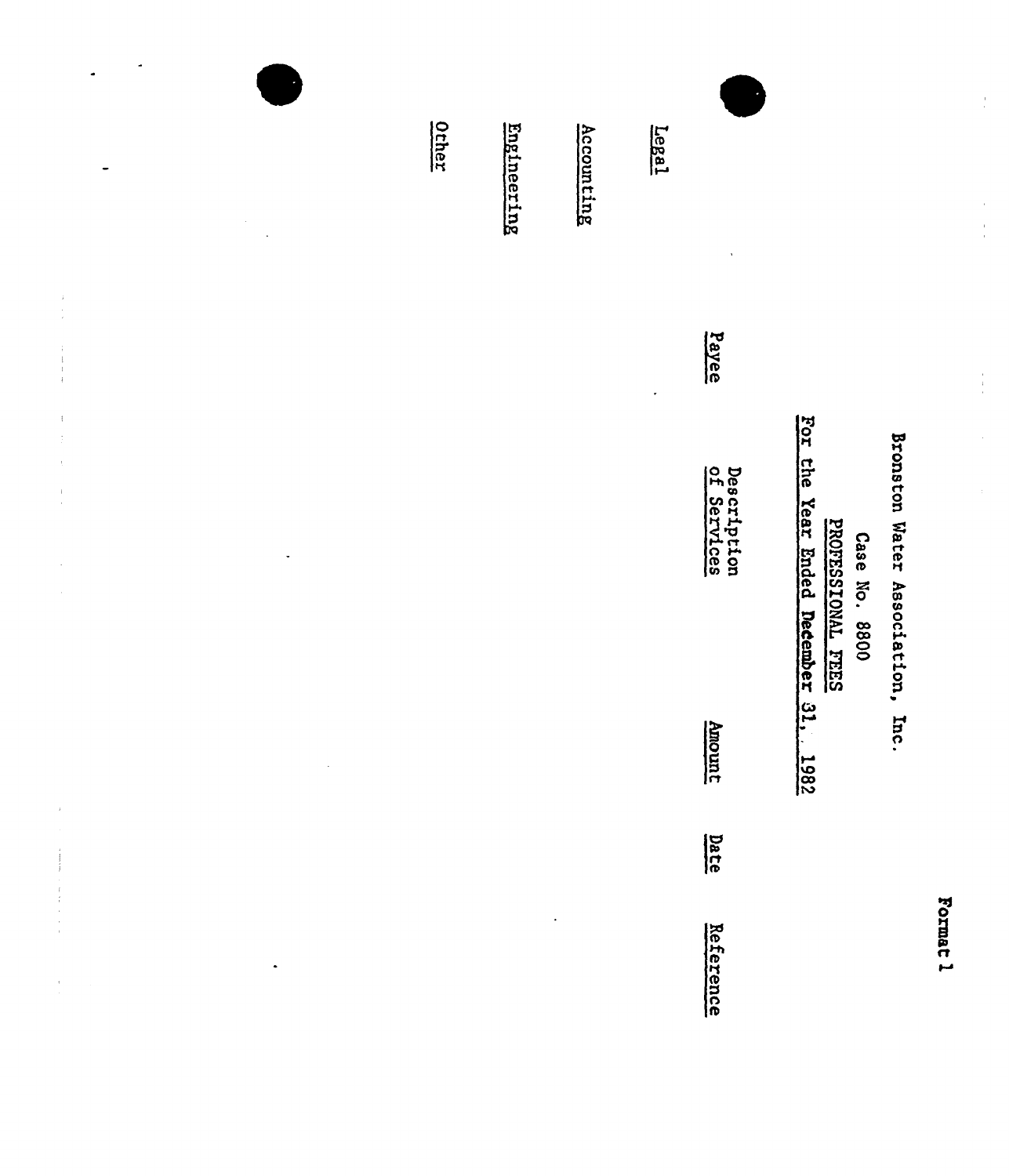Format 1

Bronston Water Association, Inc.

Case No. 8800

PROFESSIONAL FEES

For the Year Ended December 31, 1982

| | Payee | Description of Services | Amount | Date | Reference |
|---|---|---|---|---|---|
| Legal | | | | | |
| Accounting | | | | | |
| Engineering | | | | | |
| Other | | | | | |